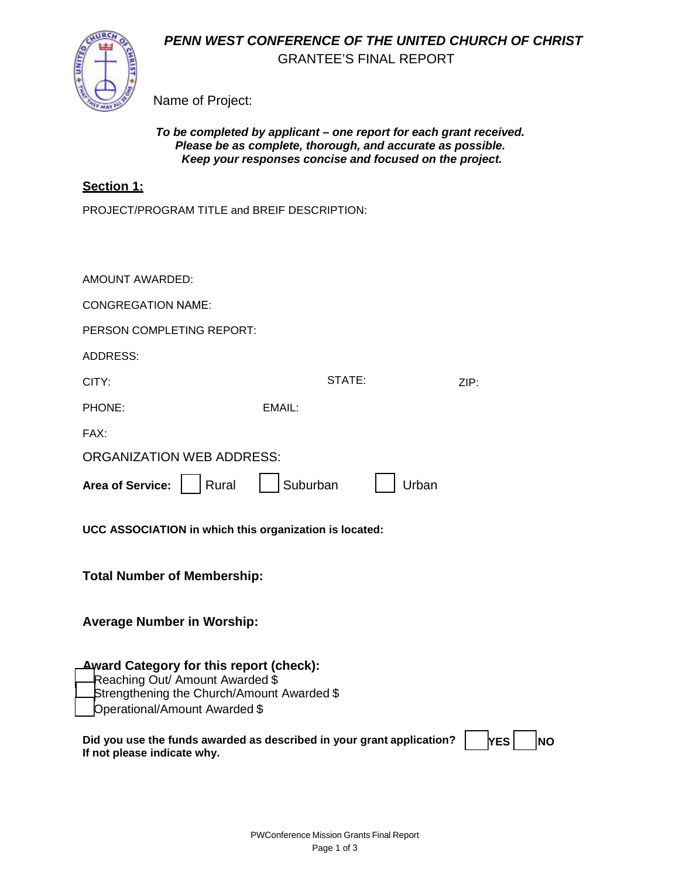# *PENN WEST CONFERENCE OF THE UNITED CHURCH OF CHRIST*

GRANTEE'S FINAL REPORT

Name of Project:

***To be completed by applicant – one report for each grant received.***
***Please be as complete, thorough, and accurate as possible.***
***Keep your responses concise and focused on the project.***

## Section 1:

PROJECT/PROGRAM TITLE and BREIF DESCRIPTION:

AMOUNT AWARDED:

CONGREGATION NAME:

PERSON COMPLETING REPORT:

ADDRESS:

CITY: STATE: ZIP:

PHONE: EMAIL:

FAX:

ORGANIZATION WEB ADDRESS:

**Area of Service:** ☐ Rural ☐ Suburban ☐ Urban

**UCC ASSOCIATION in which this organization is located:**

**Total Number of Membership:**

**Average Number in Worship:**

**Award Category for this report (check):**

☐ Reaching Out/ Amount Awarded $
☐ Strengthening the Church/Amount Awarded $
☐ Operational/Amount Awarded $

**Did you use the funds awarded as described in your grant application?** ☐ **YES** ☐ **NO**
**If not please indicate why.**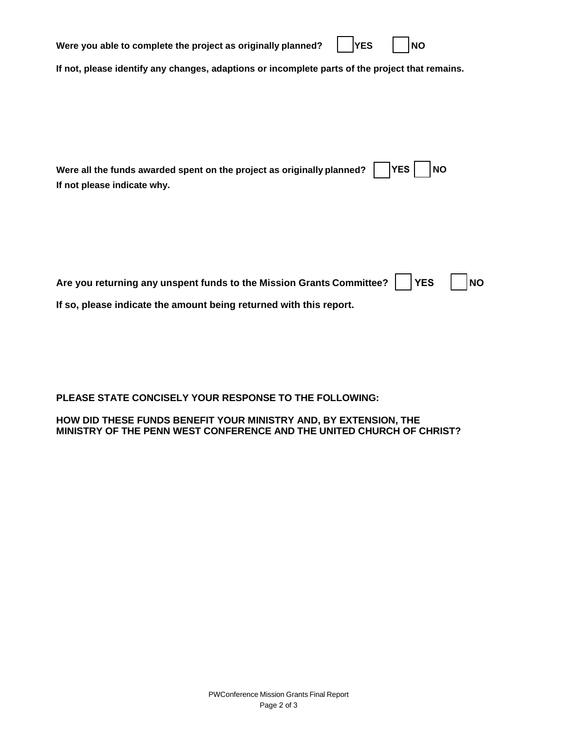**Were you able to complete the project as originally planned?** ☐ **YES** ☐ **NO**

**If not, please identify any changes, adaptions or incomplete parts of the project that remains.**

**Were all the funds awarded spent on the project as originally planned?** ☐ **YES** ☐ **NO**

**If not please indicate why.**

**Are you returning any unspent funds to the Mission Grants Committee?** ☐ **YES** ☐ **NO**

**If so, please indicate the amount being returned with this report.**

**PLEASE STATE CONCISELY YOUR RESPONSE TO THE FOLLOWING:**

**HOW DID THESE FUNDS BENEFIT YOUR MINISTRY AND, BY EXTENSION, THE MINISTRY OF THE PENN WEST CONFERENCE AND THE UNITED CHURCH OF CHRIST?**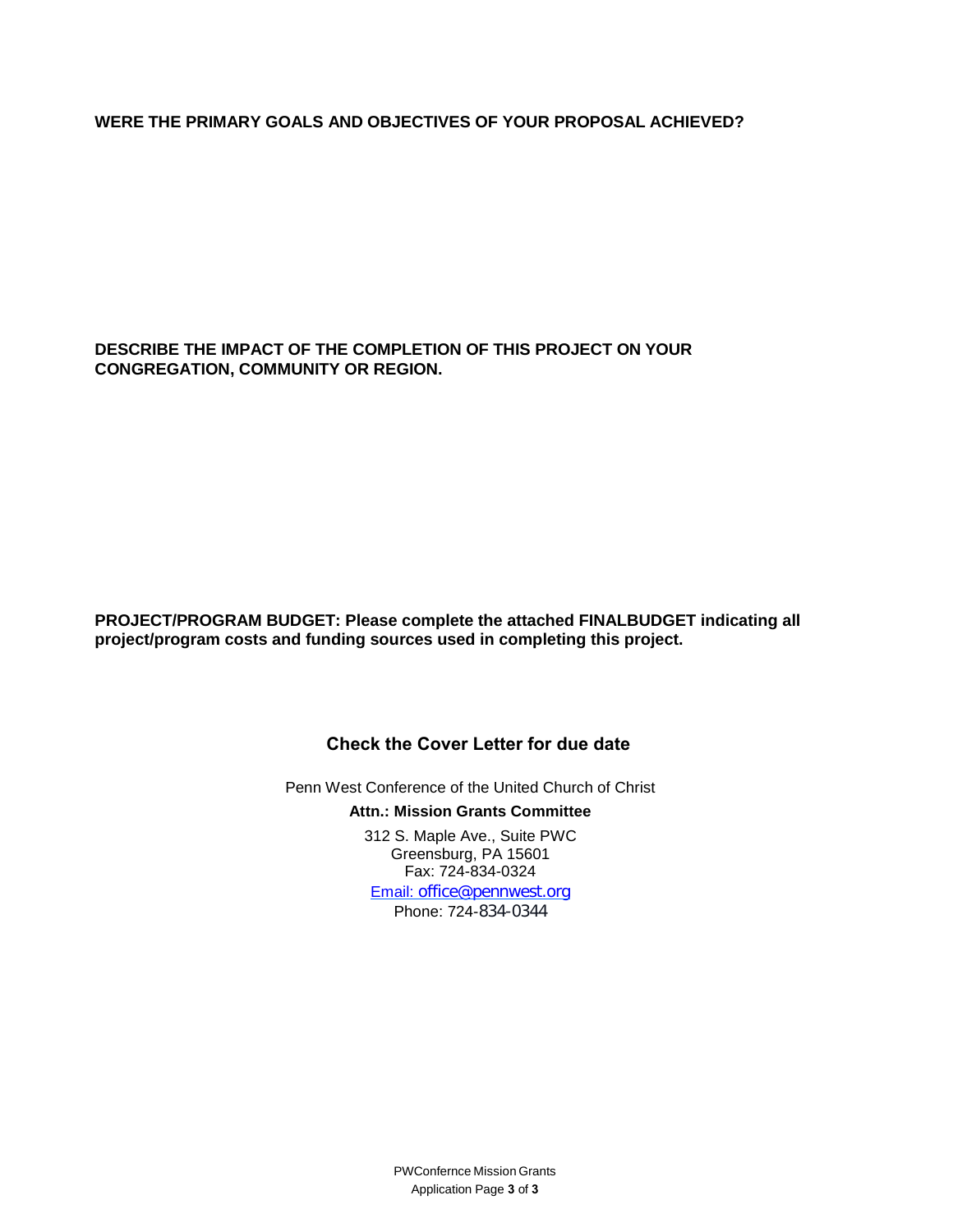**WERE THE PRIMARY GOALS AND OBJECTIVES OF YOUR PROPOSAL ACHIEVED?**

**DESCRIBE THE IMPACT OF THE COMPLETION OF THIS PROJECT ON YOUR CONGREGATION, COMMUNITY OR REGION.**

**PROJECT/PROGRAM BUDGET: Please complete the attached FINALBUDGET indicating all project/program costs and funding sources used in completing this project.**

**Check the Cover Letter for due date**

Penn West Conference of the United Church of Christ

**Attn.: Mission Grants Committee**

312 S. Maple Ave., Suite PWC
Greensburg, PA 15601
Fax: 724-834-0324
Email: office@pennwest.org
Phone: 724-834-0344